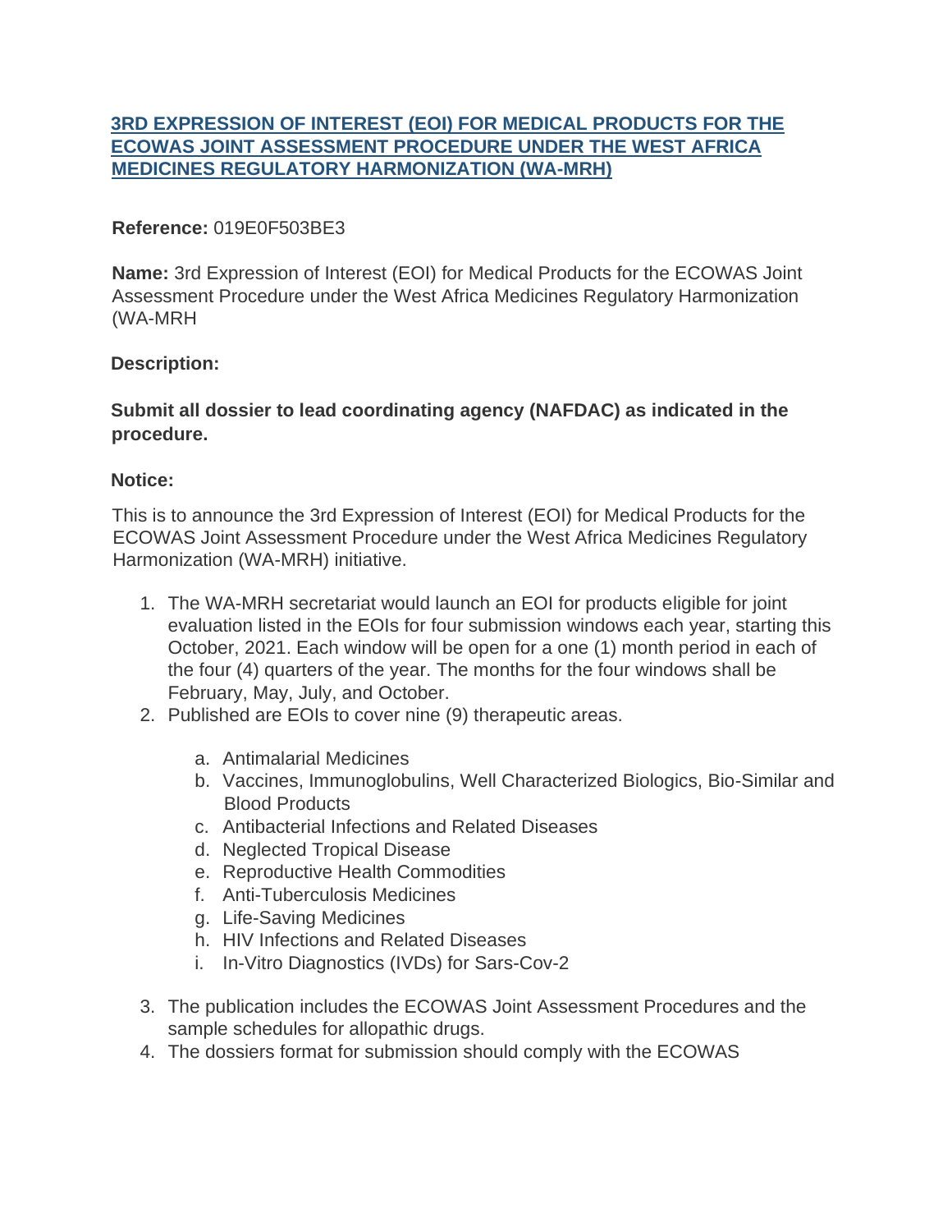# 3RD EXPRESSION OF INTEREST (EOI) FOR MEDICAL PRODUCTS FOR THE ECOWAS JOINT ASSESSMENT PROCEDURE UNDER THE WEST AFRICA MEDICINES REGULATORY HARMONIZATION (WA-MRH)

**Reference:** 019E0F503BE3

**Name:** 3rd Expression of Interest (EOI) for Medical Products for the ECOWAS Joint Assessment Procedure under the West Africa Medicines Regulatory Harmonization (WA-MRH

**Description:**

**Submit all dossier to lead coordinating agency (NAFDAC) as indicated in the procedure.**

**Notice:**

This is to announce the 3rd Expression of Interest (EOI) for Medical Products for the ECOWAS Joint Assessment Procedure under the West Africa Medicines Regulatory Harmonization (WA-MRH) initiative.

1. The WA-MRH secretariat would launch an EOI for products eligible for joint evaluation listed in the EOIs for four submission windows each year, starting this October, 2021. Each window will be open for a one (1) month period in each of the four (4) quarters of the year. The months for the four windows shall be February, May, July, and October.
2. Published are EOIs to cover nine (9) therapeutic areas.
   a. Antimalarial Medicines
   b. Vaccines, Immunoglobulins, Well Characterized Biologics, Bio-Similar and Blood Products
   c. Antibacterial Infections and Related Diseases
   d. Neglected Tropical Disease
   e. Reproductive Health Commodities
   f. Anti-Tuberculosis Medicines
   g. Life-Saving Medicines
   h. HIV Infections and Related Diseases
   i. In-Vitro Diagnostics (IVDs) for Sars-Cov-2
3. The publication includes the ECOWAS Joint Assessment Procedures and the sample schedules for allopathic drugs.
4. The dossiers format for submission should comply with the ECOWAS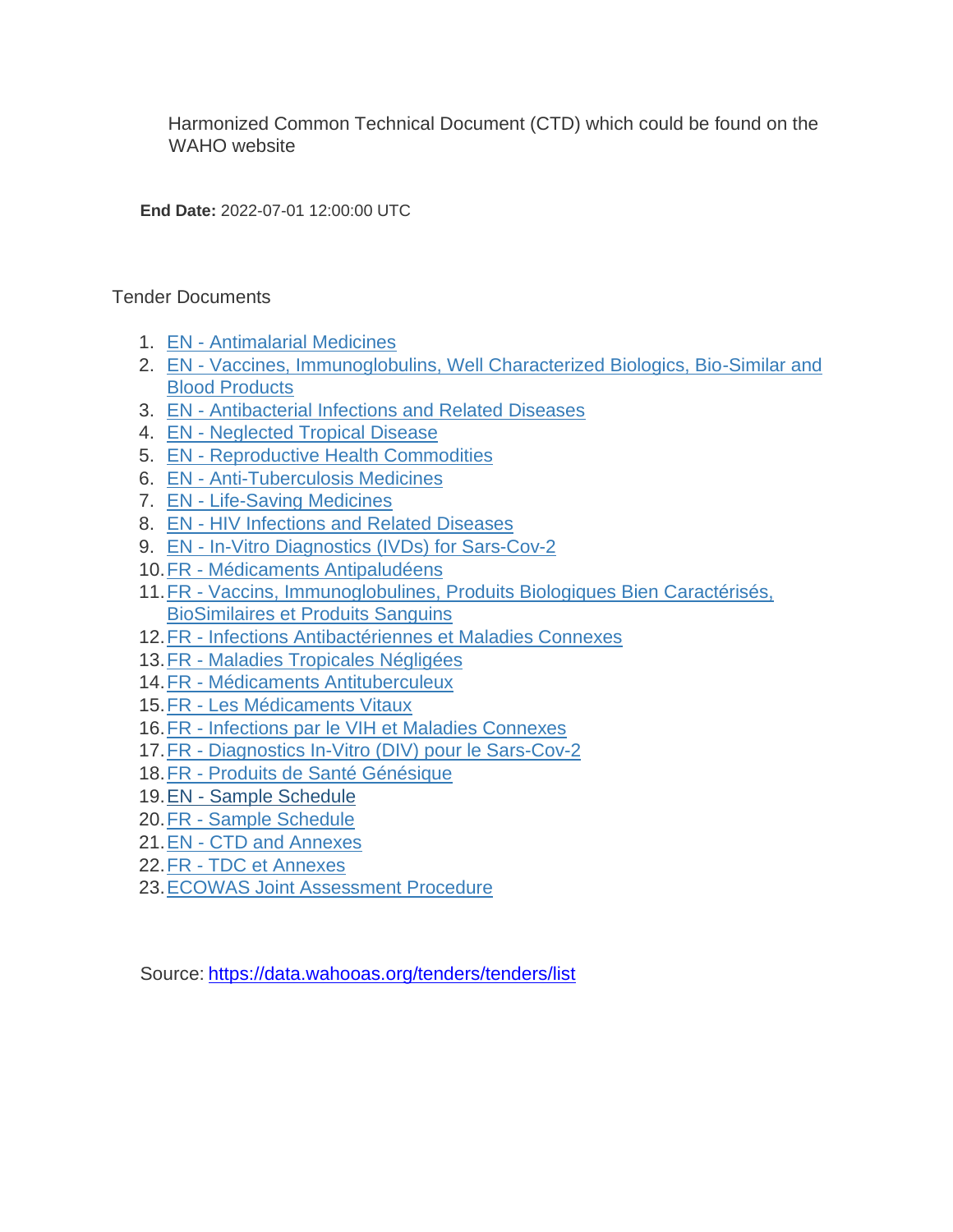Harmonized Common Technical Document (CTD) which could be found on the WAHO website

**End Date:** 2022-07-01 12:00:00 UTC

Tender Documents

1. EN - Antimalarial Medicines
2. EN - Vaccines, Immunoglobulins, Well Characterized Biologics, Bio-Similar and Blood Products
3. EN - Antibacterial Infections and Related Diseases
4. EN - Neglected Tropical Disease
5. EN - Reproductive Health Commodities
6. EN - Anti-Tuberculosis Medicines
7. EN - Life-Saving Medicines
8. EN - HIV Infections and Related Diseases
9. EN - In-Vitro Diagnostics (IVDs) for Sars-Cov-2
10. FR - Médicaments Antipaludéens
11. FR - Vaccins, Immunoglobulines, Produits Biologiques Bien Caractérisés, BioSimilaires et Produits Sanguins
12. FR - Infections Antibactériennes et Maladies Connexes
13. FR - Maladies Tropicales Négligées
14. FR - Médicaments Antituberculeux
15. FR - Les Médicaments Vitaux
16. FR - Infections par le VIH et Maladies Connexes
17. FR - Diagnostics In-Vitro (DIV) pour le Sars-Cov-2
18. FR - Produits de Santé Génésique
19. EN - Sample Schedule
20. FR - Sample Schedule
21. EN - CTD and Annexes
22. FR - TDC et Annexes
23. ECOWAS Joint Assessment Procedure

Source: https://data.wahooas.org/tenders/tenders/list